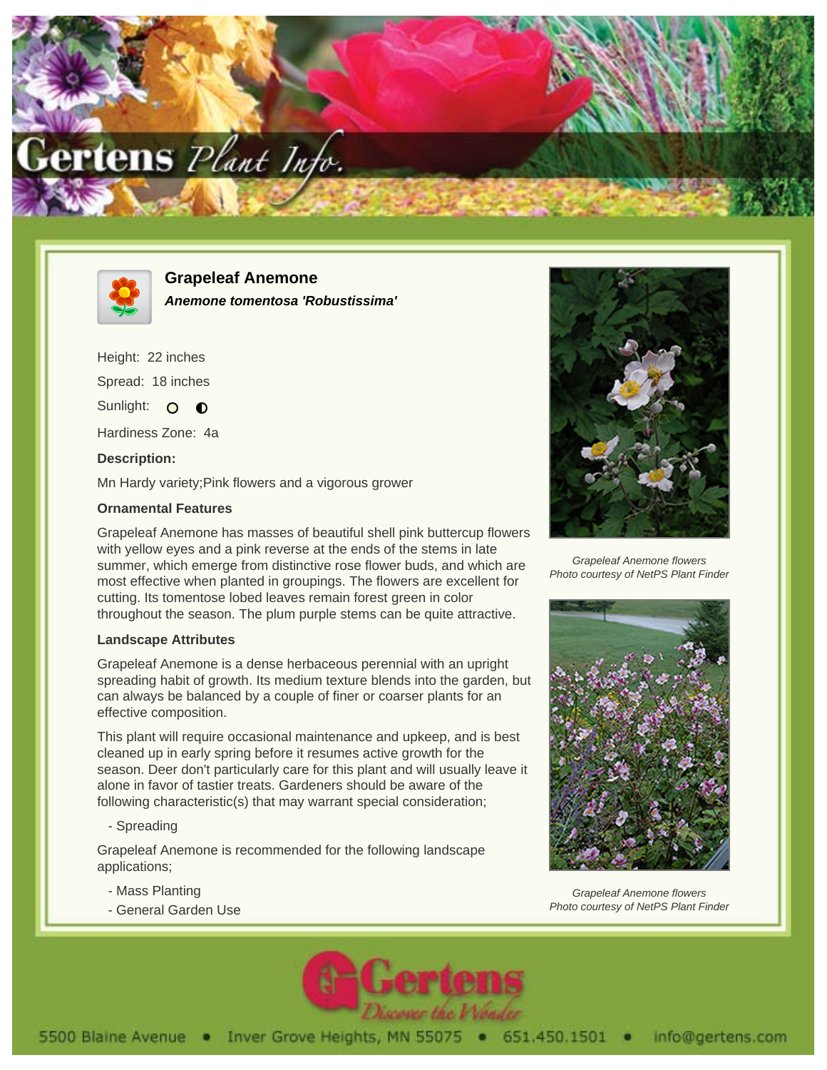# Grapeleaf Anemone

***Anemone tomentosa 'Robustissima'***

Height: 22 inches

Spread: 18 inches

Sunlight: ○ ◐

Hardiness Zone: 4a

**Description:**

Mn Hardy variety;Pink flowers and a vigorous grower

## Ornamental Features

Grapeleaf Anemone has masses of beautiful shell pink buttercup flowers with yellow eyes and a pink reverse at the ends of the stems in late summer, which emerge from distinctive rose flower buds, and which are most effective when planted in groupings. The flowers are excellent for cutting. Its tomentose lobed leaves remain forest green in color throughout the season. The plum purple stems can be quite attractive.

## Landscape Attributes

Grapeleaf Anemone is a dense herbaceous perennial with an upright spreading habit of growth. Its medium texture blends into the garden, but can always be balanced by a couple of finer or coarser plants for an effective composition.

This plant will require occasional maintenance and upkeep, and is best cleaned up in early spring before it resumes active growth for the season. Deer don't particularly care for this plant and will usually leave it alone in favor of tastier treats. Gardeners should be aware of the following characteristic(s) that may warrant special consideration;

- Spreading

Grapeleaf Anemone is recommended for the following landscape applications;

- Mass Planting
- General Garden Use

*Grapeleaf Anemone flowers*
*Photo courtesy of NetPS Plant Finder*

*Grapeleaf Anemone flowers*
*Photo courtesy of NetPS Plant Finder*

5500 Blaine Avenue • Inver Grove Heights, MN 55075 • 651.450.1501 • info@gertens.com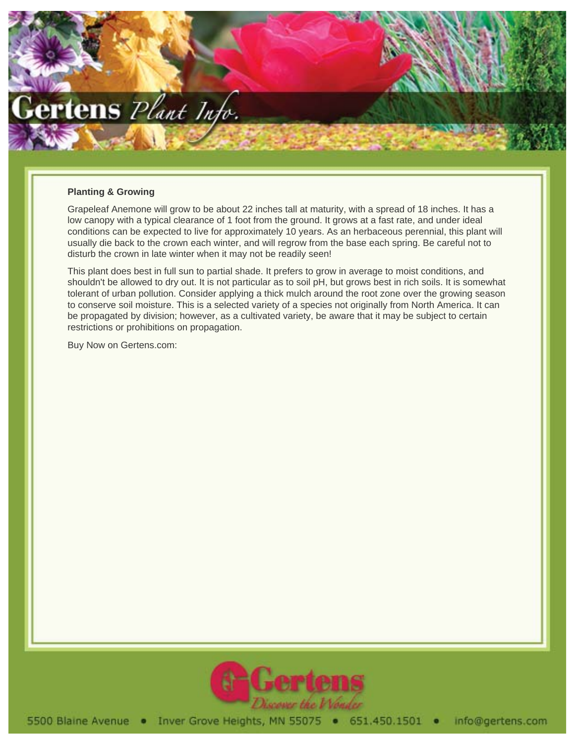**Planting & Growing**

Grapeleaf Anemone will grow to be about 22 inches tall at maturity, with a spread of 18 inches. It has a low canopy with a typical clearance of 1 foot from the ground. It grows at a fast rate, and under ideal conditions can be expected to live for approximately 10 years. As an herbaceous perennial, this plant will usually die back to the crown each winter, and will regrow from the base each spring. Be careful not to disturb the crown in late winter when it may not be readily seen!

This plant does best in full sun to partial shade. It prefers to grow in average to moist conditions, and shouldn't be allowed to dry out. It is not particular as to soil pH, but grows best in rich soils. It is somewhat tolerant of urban pollution. Consider applying a thick mulch around the root zone over the growing season to conserve soil moisture. This is a selected variety of a species not originally from North America. It can be propagated by division; however, as a cultivated variety, be aware that it may be subject to certain restrictions or prohibitions on propagation.

Buy Now on Gertens.com: